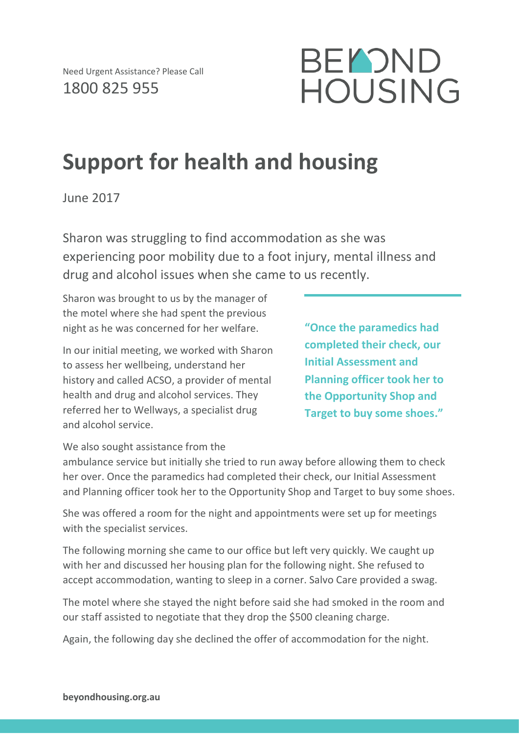Need Urgent Assistance? Please Call
1800 825 955

BEYOND HOUSING

# Support for health and housing

June 2017

Sharon was struggling to find accommodation as she was experiencing poor mobility due to a foot injury, mental illness and drug and alcohol issues when she came to us recently.

Sharon was brought to us by the manager of the motel where she had spent the previous night as he was concerned for her welfare.

In our initial meeting, we worked with Sharon to assess her wellbeing, understand her history and called ACSO, a provider of mental health and drug and alcohol services. They referred her to Wellways, a specialist drug and alcohol service.

**"Once the paramedics had completed their check, our Initial Assessment and Planning officer took her to the Opportunity Shop and Target to buy some shoes."**

We also sought assistance from the ambulance service but initially she tried to run away before allowing them to check her over. Once the paramedics had completed their check, our Initial Assessment and Planning officer took her to the Opportunity Shop and Target to buy some shoes.

She was offered a room for the night and appointments were set up for meetings with the specialist services.

The following morning she came to our office but left very quickly. We caught up with her and discussed her housing plan for the following night. She refused to accept accommodation, wanting to sleep in a corner. Salvo Care provided a swag.

The motel where she stayed the night before said she had smoked in the room and our staff assisted to negotiate that they drop the $500 cleaning charge.

Again, the following day she declined the offer of accommodation for the night.

**beyondhousing.org.au**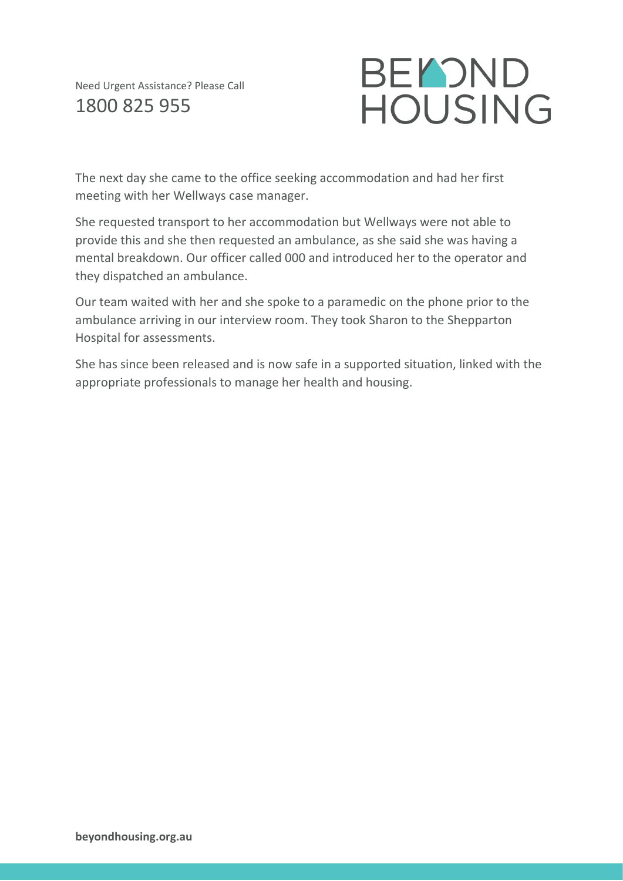The next day she came to the office seeking accommodation and had her first meeting with her Wellways case manager.

She requested transport to her accommodation but Wellways were not able to provide this and she then requested an ambulance, as she said she was having a mental breakdown. Our officer called 000 and introduced her to the operator and they dispatched an ambulance.

Our team waited with her and she spoke to a paramedic on the phone prior to the ambulance arriving in our interview room. They took Sharon to the Shepparton Hospital for assessments.

She has since been released and is now safe in a supported situation, linked with the appropriate professionals to manage her health and housing.